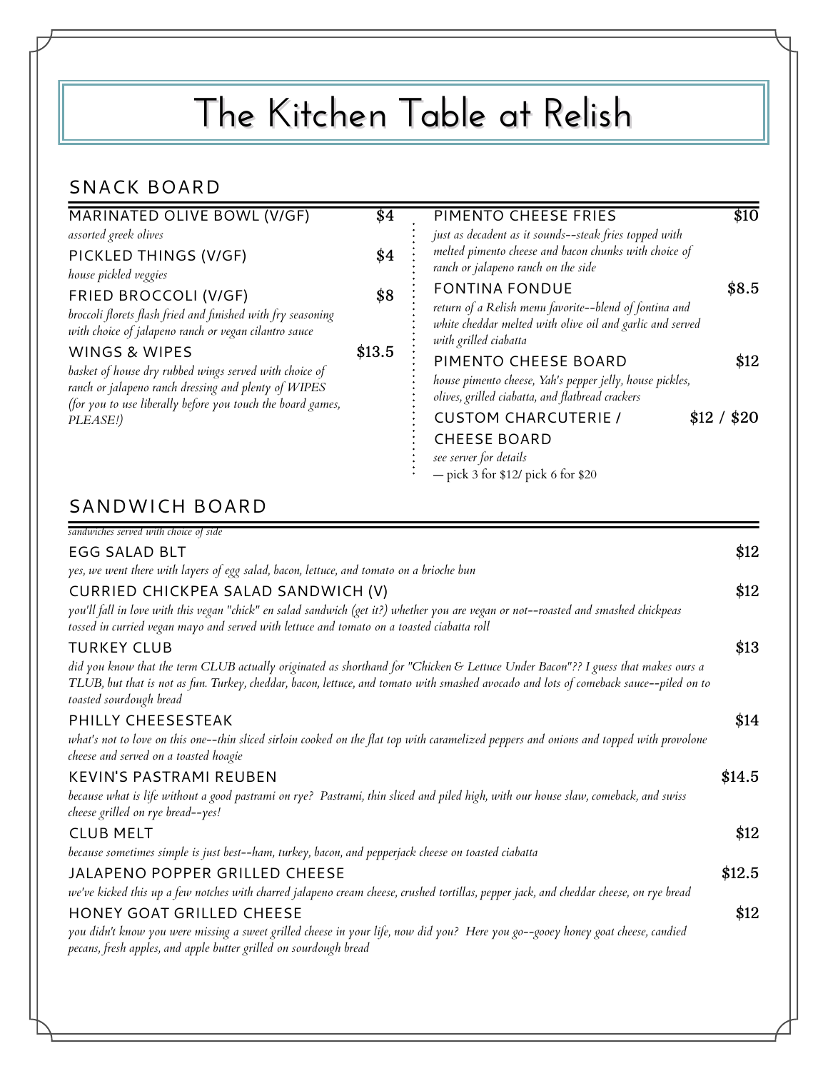# The Kitchen Table at Relish

## SNACK BOARD

**MARINATED OLIVE BOWL (V/GF)** — $4

*assorted greek olives*

**PICKLED THINGS (V/GF)** — $4

*house pickled veggies*

**FRIED BROCCOLI (V/GF)** — $8

*broccoli florets flash fried and finished with fry seasoning with choice of jalapeno ranch or vegan cilantro sauce*

**WINGS & WIPES** — $13.5

*basket of house dry rubbed wings served with choice of ranch or jalapeno ranch dressing and plenty of WIPES (for you to use liberally before you touch the board games, PLEASE!)*

**PIMENTO CHEESE FRIES** — $10

*just as decadent as it sounds--steak fries topped with melted pimento cheese and bacon chunks with choice of ranch or jalapeno ranch on the side*

**FONTINA FONDUE** — $8.5

*return of a Relish menu favorite--blend of fontina and white cheddar melted with olive oil and garlic and served with grilled ciabatta*

**PIMENTO CHEESE BOARD** — $12

*house pimento cheese, Yah's pepper jelly, house pickles, olives, grilled ciabatta, and flatbread crackers*

**CUSTOM CHARCUTERIE / CHEESE BOARD** — $12 / $20

*see server for details*

— pick 3 for $12/ pick 6 for $20

## SANDWICH BOARD

*sandwiches served with choice of side*

**EGG SALAD BLT** — $12

*yes, we went there with layers of egg salad, bacon, lettuce, and tomato on a brioche bun*

**CURRIED CHICKPEA SALAD SANDWICH (V)** — $12

*you'll fall in love with this vegan "chick" en salad sandwich (get it?) whether you are vegan or not--roasted and smashed chickpeas tossed in curried vegan mayo and served with lettuce and tomato on a toasted ciabatta roll*

**TURKEY CLUB** — $13

*did you know that the term CLUB actually originated as shorthand for "Chicken & Lettuce Under Bacon"?? I guess that makes ours a TLUB, but that is not as fun. Turkey, cheddar, bacon, lettuce, and tomato with smashed avocado and lots of comeback sauce--piled on to toasted sourdough bread*

**PHILLY CHEESESTEAK** — $14

*what's not to love on this one--thin sliced sirloin cooked on the flat top with caramelized peppers and onions and topped with provolone cheese and served on a toasted hoagie*

**KEVIN'S PASTRAMI REUBEN** — $14.5

*because what is life without a good pastrami on rye? Pastrami, thin sliced and piled high, with our house slaw, comeback, and swiss cheese grilled on rye bread--yes!*

**CLUB MELT** — $12

*because sometimes simple is just best--ham, turkey, bacon, and pepperjack cheese on toasted ciabatta*

**JALAPENO POPPER GRILLED CHEESE** — $12.5

*we've kicked this up a few notches with charred jalapeno cream cheese, crushed tortillas, pepper jack, and cheddar cheese, on rye bread*

**HONEY GOAT GRILLED CHEESE** — $12

*you didn't know you were missing a sweet grilled cheese in your life, now did you? Here you go--gooey honey goat cheese, candied pecans, fresh apples, and apple butter grilled on sourdough bread*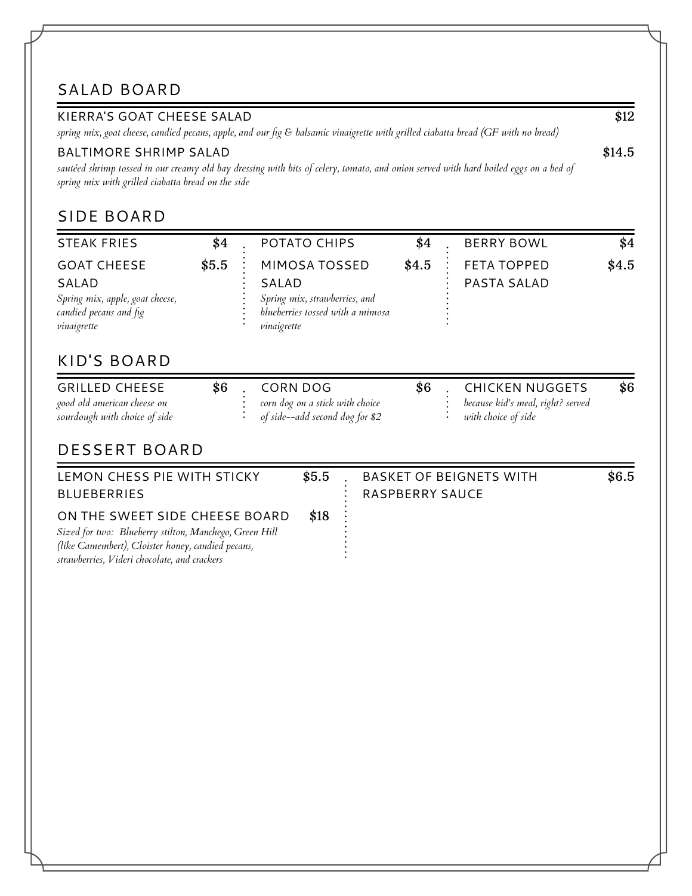## SALAD BOARD

**KIERRA'S GOAT CHEESE SALAD** $12

*spring mix, goat cheese, candied pecans, apple, and our fig & balsamic vinaigrette with grilled ciabatta bread (GF with no bread)*

**BALTIMORE SHRIMP SALAD** $14.5

*sautéed shrimp tossed in our creamy old bay dressing with bits of celery, tomato, and onion served with hard boiled eggs on a bed of spring mix with grilled ciabatta bread on the side*

## SIDE BOARD

**STEAK FRIES** $4

**GOAT CHEESE SALAD** $5.5

*Spring mix, apple, goat cheese, candied pecans and fig vinaigrette*

**POTATO CHIPS** $4

**MIMOSA TOSSED SALAD** $4.5

*Spring mix, strawberries, and blueberries tossed with a mimosa vinaigrette*

**BERRY BOWL** $4

**FETA TOPPED PASTA SALAD** $4.5

## KID'S BOARD

**GRILLED CHEESE** $6

*good old american cheese on sourdough with choice of side*

**CORN DOG** $6

*corn dog on a stick with choice of side--add second dog for $2*

**CHICKEN NUGGETS** $6

*because kid's meal, right? served with choice of side*

## DESSERT BOARD

**LEMON CHESS PIE WITH STICKY BLUEBERRIES** $5.5

**ON THE SWEET SIDE CHEESE BOARD** $18

*Sized for two: Blueberry stilton, Manchego, Green Hill (like Camembert), Cloister honey, candied pecans, strawberries, Videri chocolate, and crackers*

**BASKET OF BEIGNETS WITH RASPBERRY SAUCE** $6.5